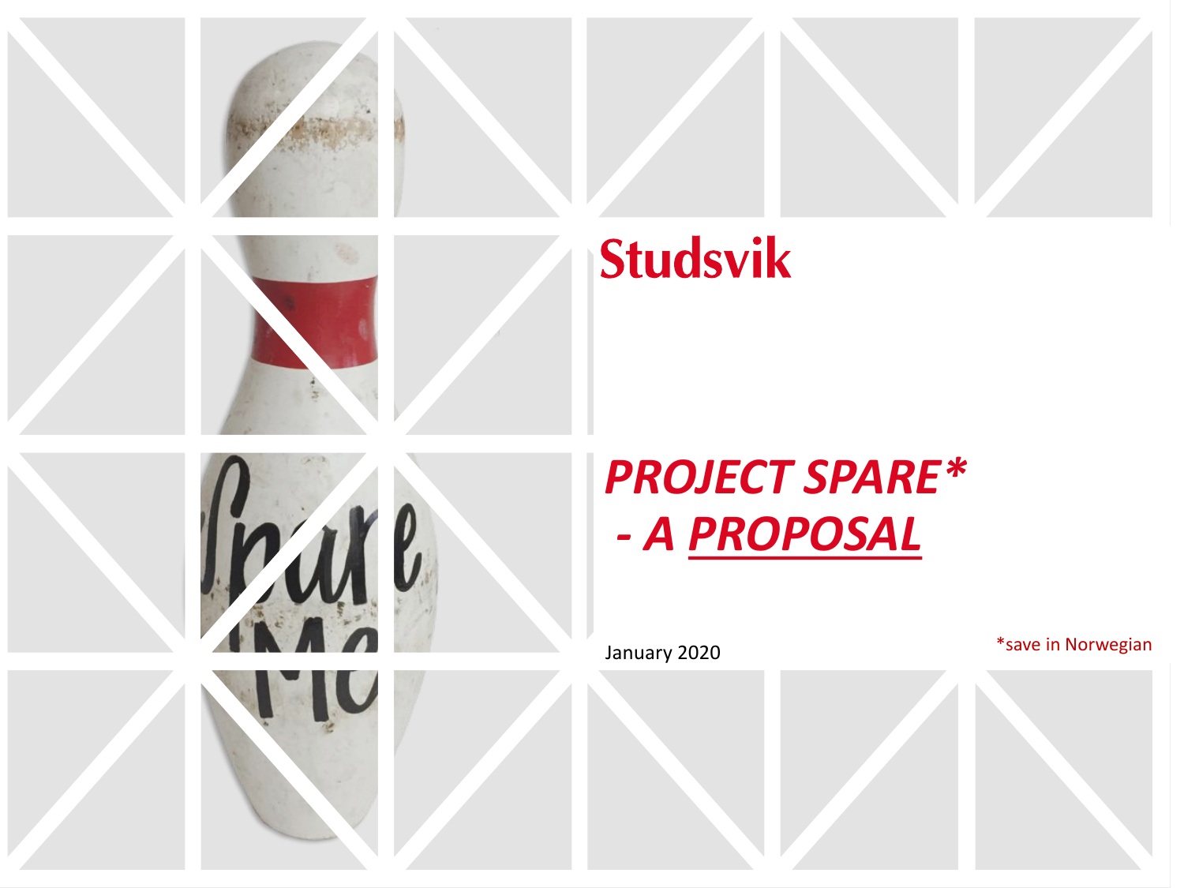Studsvik

# *PROJECT SPARE\* - A PROPOSAL*

January 2020

*save in Norwegian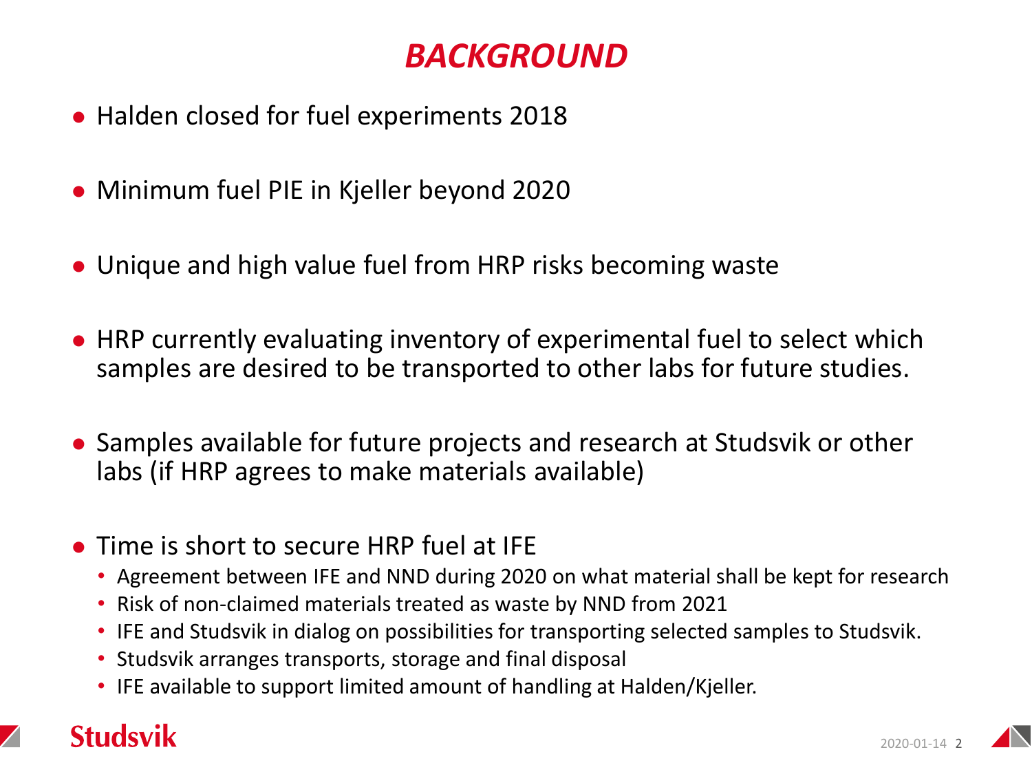# *BACKGROUND*

- Halden closed for fuel experiments 2018
- Minimum fuel PIE in Kjeller beyond 2020
- Unique and high value fuel from HRP risks becoming waste
- HRP currently evaluating inventory of experimental fuel to select which samples are desired to be transported to other labs for future studies.
- Samples available for future projects and research at Studsvik or other labs (if HRP agrees to make materials available)
- Time is short to secure HRP fuel at IFE
  - Agreement between IFE and NND during 2020 on what material shall be kept for research
  - Risk of non-claimed materials treated as waste by NND from 2021
  - IFE and Studsvik in dialog on possibilities for transporting selected samples to Studsvik.
  - Studsvik arranges transports, storage and final disposal
  - IFE available to support limited amount of handling at Halden/Kjeller.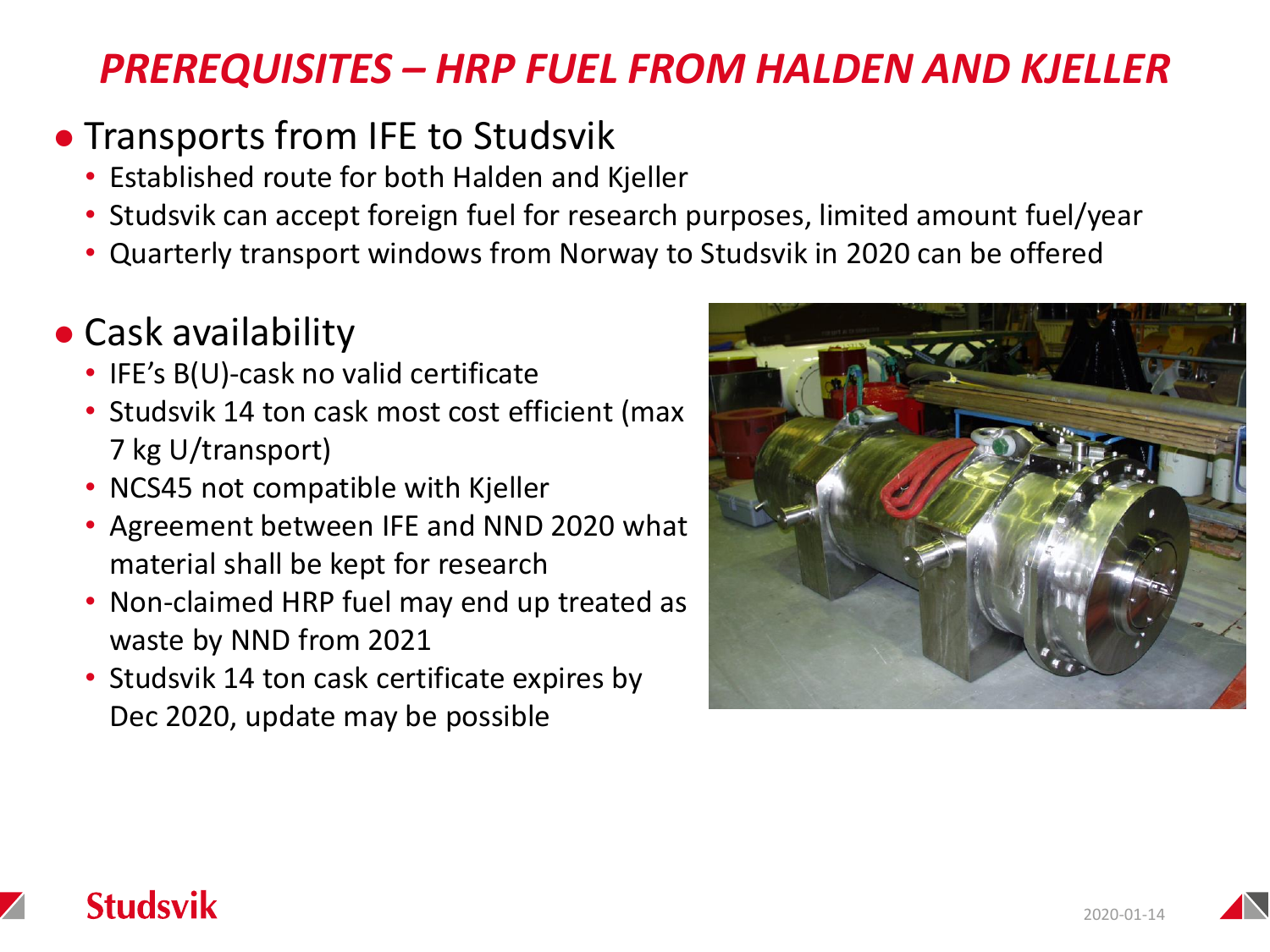# PREREQUISITES – HRP FUEL FROM HALDEN AND KJELLER

- Transports from IFE to Studsvik
  - Established route for both Halden and Kjeller
  - Studsvik can accept foreign fuel for research purposes, limited amount fuel/year
  - Quarterly transport windows from Norway to Studsvik in 2020 can be offered

- Cask availability
  - IFE's B(U)-cask no valid certificate
  - Studsvik 14 ton cask most cost efficient (max 7 kg U/transport)
  - NCS45 not compatible with Kjeller
  - Agreement between IFE and NND 2020 what material shall be kept for research
  - Non-claimed HRP fuel may end up treated as waste by NND from 2021
  - Studsvik 14 ton cask certificate expires by Dec 2020, update may be possible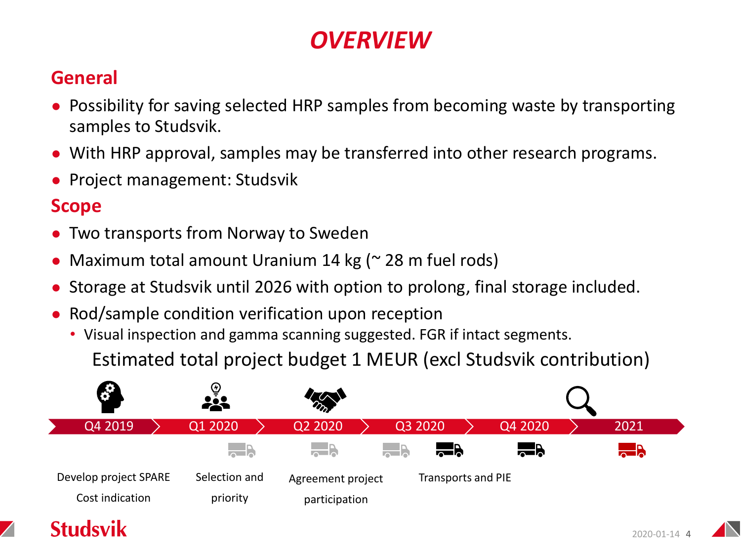# OVERVIEW

## General

- Possibility for saving selected HRP samples from becoming waste by transporting samples to Studsvik.
- With HRP approval, samples may be transferred into other research programs.
- Project management: Studsvik

## Scope

- Two transports from Norway to Sweden
- Maximum total amount Uranium 14 kg (~ 28 m fuel rods)
- Storage at Studsvik until 2026 with option to prolong, final storage included.
- Rod/sample condition verification upon reception
  - Visual inspection and gamma scanning suggested. FGR if intact segments.

Estimated total project budget 1 MEUR (excl Studsvik contribution)

| Q4 2019 | Q1 2020 | Q2 2020 | Q3 2020 | Q4 2020 | 2021 |
|---|---|---|---|---|---|
| Develop project SPARE<br>Cost indication | Selection and priority | Agreement project participation | Transports and PIE | | |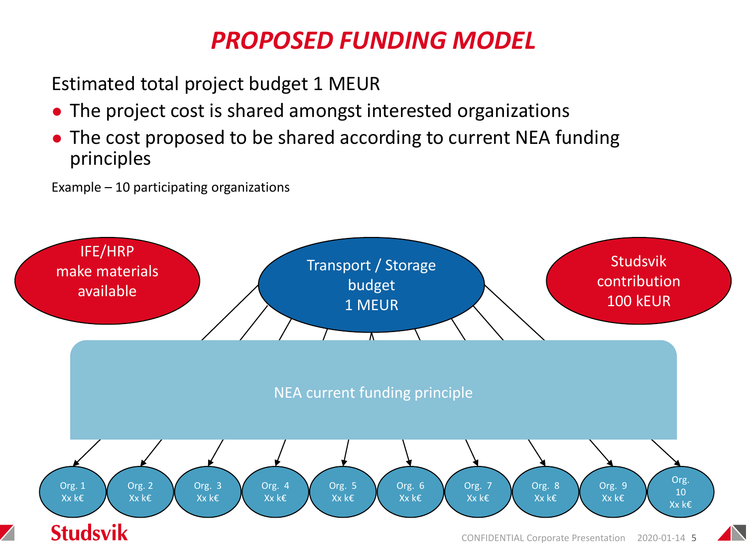# PROPOSED FUNDING MODEL

Estimated total project budget 1 MEUR

- The project cost is shared amongst interested organizations
- The cost proposed to be shared according to current NEA funding principles

Example – 10 participating organizations

IFE/HRP make materials available

Transport / Storage budget 1 MEUR

Studsvik contribution 100 kEUR

NEA current funding principle

Org. 1 Xx k€

Org. 2 Xx k€

Org. 3 Xx k€

Org. 4 Xx k€

Org. 5 Xx k€

Org. 6 Xx k€

Org. 7 Xx k€

Org. 8 Xx k€

Org. 9 Xx k€

Org. 10 Xx k€

CONFIDENTIAL Corporate Presentation 2020-01-14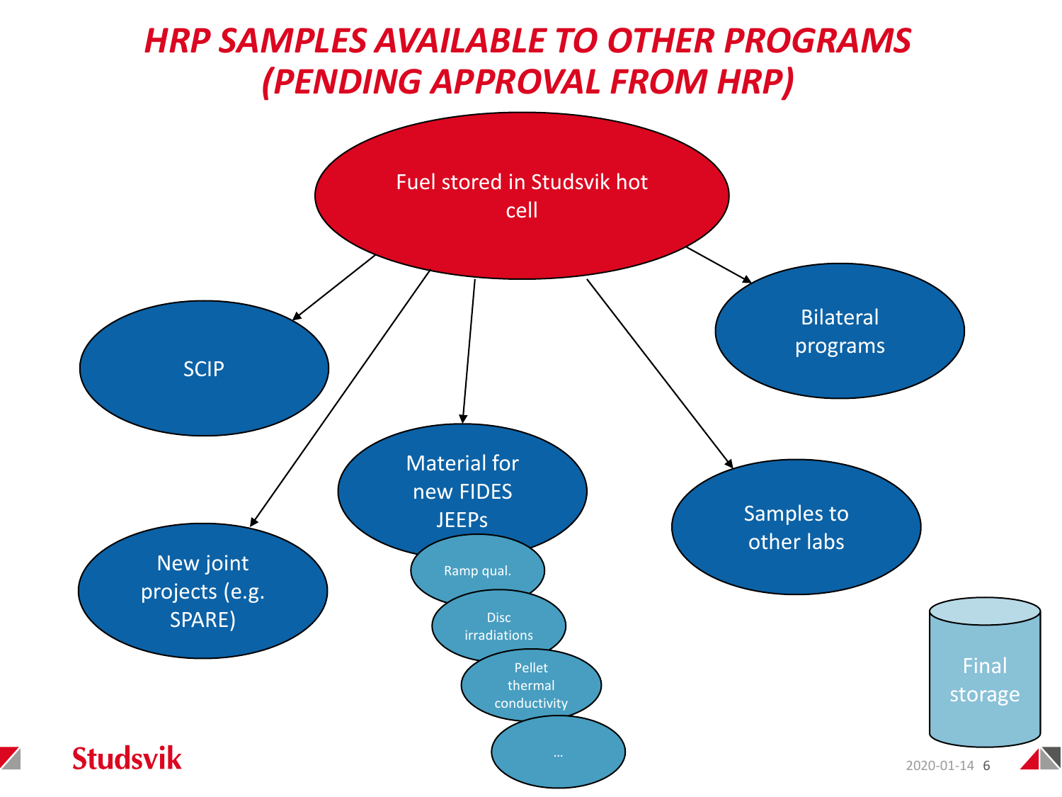# HRP SAMPLES AVAILABLE TO OTHER PROGRAMS (PENDING APPROVAL FROM HRP)

Fuel stored in Studsvik hot cell

- SCIP
- New joint projects (e.g. SPARE)
- Material for new FIDES JEEPs
  - Ramp qual.
  - Disc irradiations
  - Pellet thermal conductivity
  - …
- Samples to other labs
- Bilateral programs

Final storage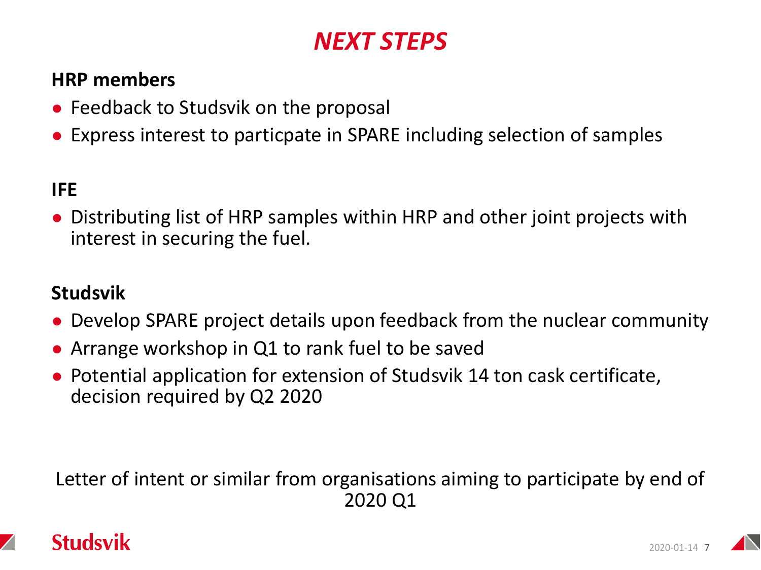# NEXT STEPS

**HRP members**

- Feedback to Studsvik on the proposal
- Express interest to particpate in SPARE including selection of samples

**IFE**

- Distributing list of HRP samples within HRP and other joint projects with interest in securing the fuel.

**Studsvik**

- Develop SPARE project details upon feedback from the nuclear community
- Arrange workshop in Q1 to rank fuel to be saved
- Potential application for extension of Studsvik 14 ton cask certificate, decision required by Q2 2020

Letter of intent or similar from organisations aiming to participate by end of 2020 Q1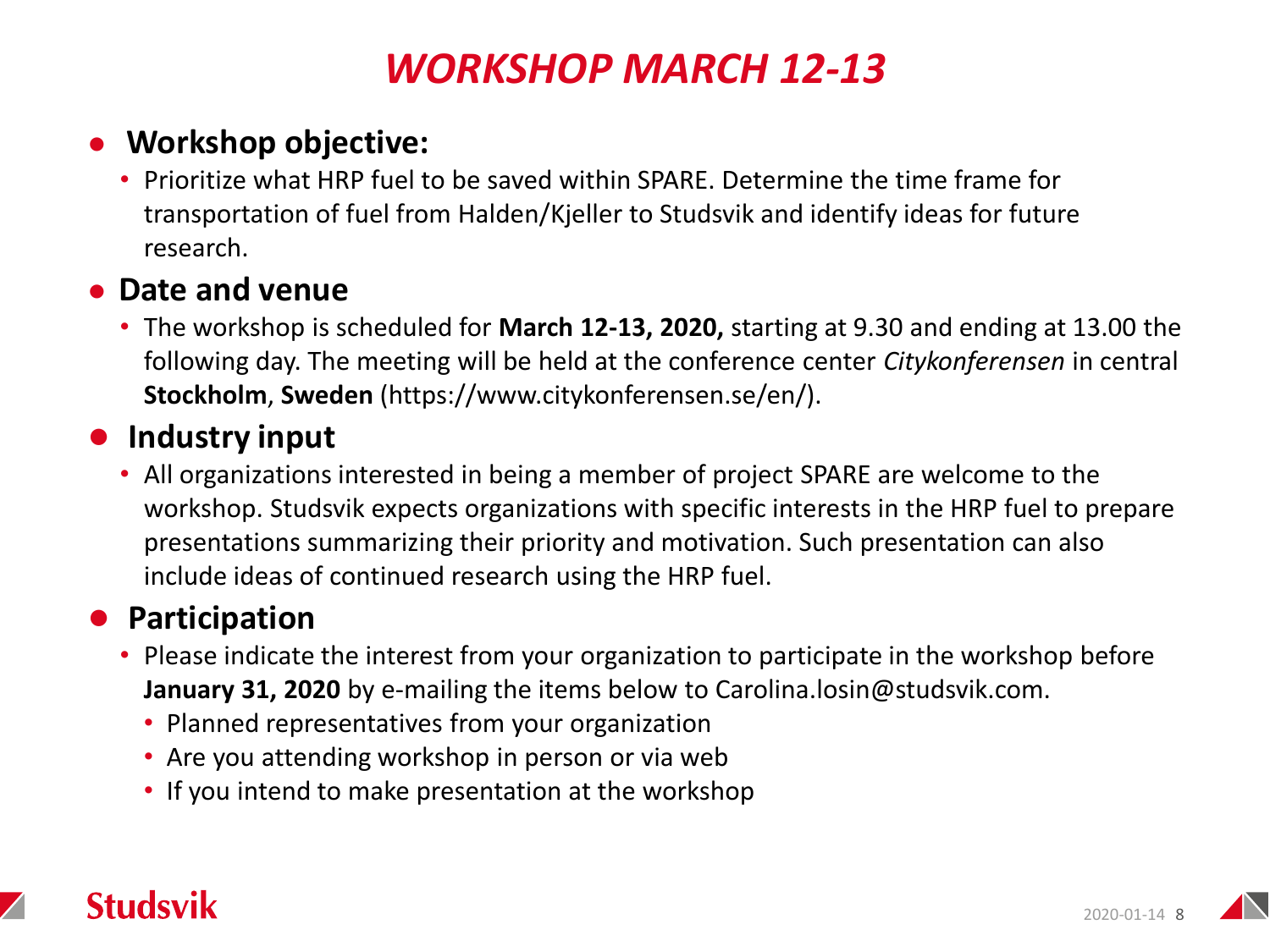# WORKSHOP MARCH 12-13

- **Workshop objective:**
  - Prioritize what HRP fuel to be saved within SPARE. Determine the time frame for transportation of fuel from Halden/Kjeller to Studsvik and identify ideas for future research.
- **Date and venue**
  - The workshop is scheduled for **March 12-13, 2020,** starting at 9.30 and ending at 13.00 the following day. The meeting will be held at the conference center *Citykonferensen* in central **Stockholm**, **Sweden** (https://www.citykonferensen.se/en/).
- **Industry input**
  - All organizations interested in being a member of project SPARE are welcome to the workshop. Studsvik expects organizations with specific interests in the HRP fuel to prepare presentations summarizing their priority and motivation. Such presentation can also include ideas of continued research using the HRP fuel.
- **Participation**
  - Please indicate the interest from your organization to participate in the workshop before **January 31, 2020** by e-mailing the items below to Carolina.losin@studsvik.com.
    - Planned representatives from your organization
    - Are you attending workshop in person or via web
    - If you intend to make presentation at the workshop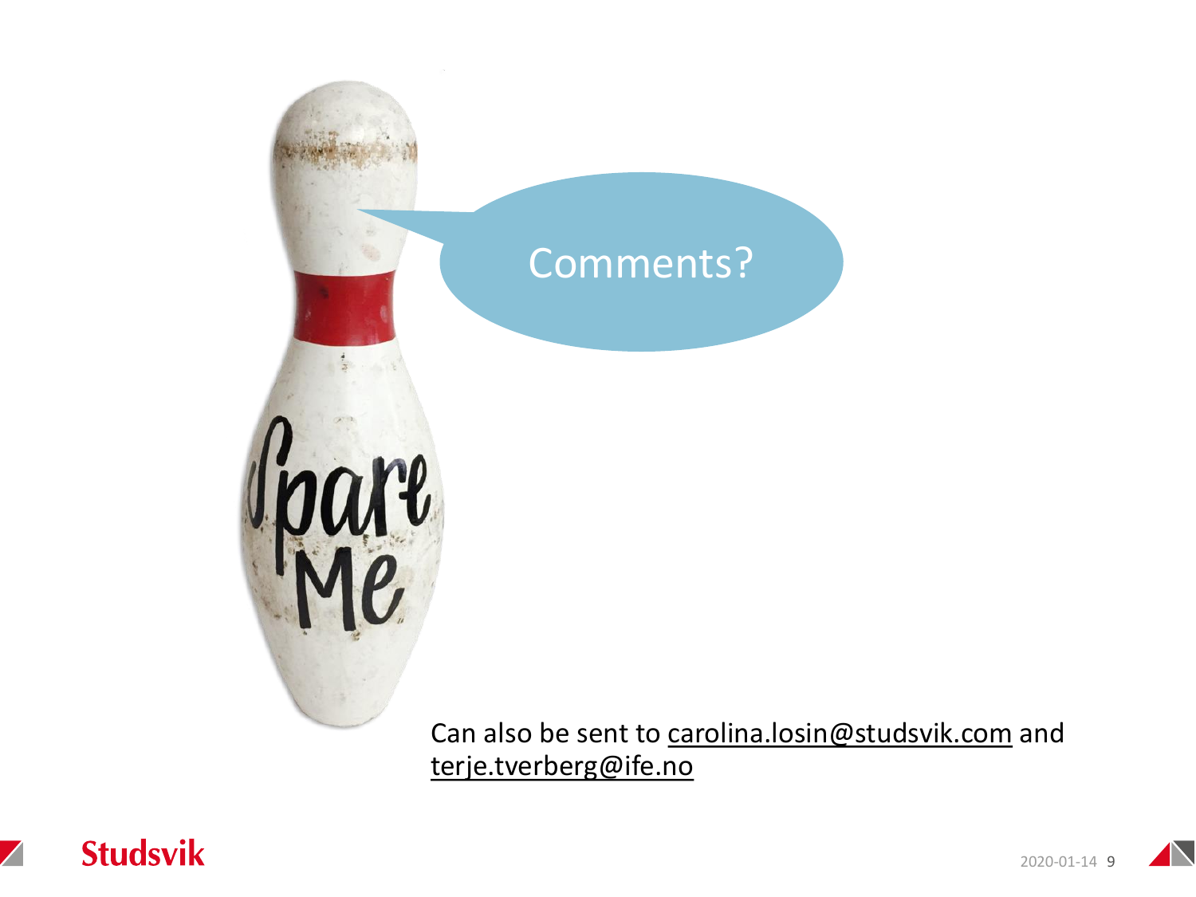Comments?

Can also be sent to carolina.losin@studsvik.com and terje.tverberg@ife.no